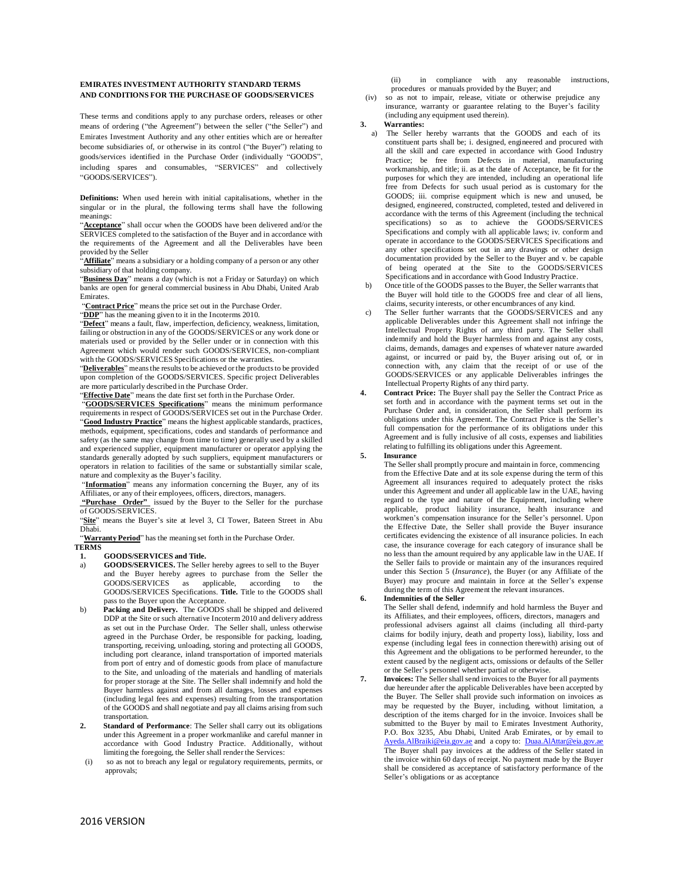## EMIRATES INVESTMENT AUTHORITY STANDARD TERMS AND CONDITIONS FOR THE PURCHASE OF GOODS/SERVICES

These terms and conditions apply to any purchase orders, releases or other means of ordering ("the Agreement") between the seller ("the Seller") and Emirates Investment Authority and any other entities which are or hereafter become subsidiaries of, or otherwise in its control ("the Buyer") relating to goods/services identified in the Purchase Order (individually "GOODS", including spares and consumables, "SERVICES" and collectively "GOODS/SERVICES").

**Definitions:** When used herein with initial capitalisations, whether in the singular or in the plural, the following terms shall have the following meanings:

"**Acceptance**" shall occur when the GOODS have been delivered and/or the SERVICES completed to the satisfaction of the Buyer and in accordance with the requirements of the Agreement and all the Deliverables have been provided by the Seller

"**Affiliate**" means a subsidiary or a holding company of a person or any other subsidiary of that holding company.

"**Business Day**" means a day (which is not a Friday or Saturday) on which banks are open for general commercial business in Abu Dhabi, United Arab Emirates.

"**Contract Price**" means the price set out in the Purchase Order.

"**DDP**" has the meaning given to it in the Incoterms 2010.

"**Defect**" means a fault, flaw, imperfection, deficiency, weakness, limitation, failing or obstruction in any of the GOODS/SERVICES or any work done or materials used or provided by the Seller under or in connection with this Agreement which would render such GOODS/SERVICES, non-compliant with the GOODS/SERVICES Specifications or the warranties.

"**Deliverables**" means the results to be achieved or the products to be provided upon completion of the GOODS/SERVICES. Specific project Deliverables are more particularly described in the Purchase Order.

"**Effective Date**" means the date first set forth in the Purchase Order.

"**GOODS/SERVICES Specifications**" means the minimum performance requirements in respect of GOODS/SERVICES set out in the Purchase Order.

"**Good Industry Practice**" means the highest applicable standards, practices, methods, equipment, specifications, codes and standards of performance and safety (as the same may change from time to time) generally used by a skilled and experienced supplier, equipment manufacturer or operator applying the standards generally adopted by such suppliers, equipment manufacturers or operators in relation to facilities of the same or substantially similar scale, nature and complexity as the Buyer's facility.

"**Information**" means any information concerning the Buyer, any of its Affiliates, or any of their employees, officers, directors, managers.

"**Purchase Order**" issued by the Buyer to the Seller for the purchase of GOODS/SERVICES.

"**Site**" means the Buyer's site at level 3, CI Tower, Bateen Street in Abu Dhabi.

"**Warranty Period**" has the meaning set forth in the Purchase Order.

**TERMS**

**1. GOODS/SERVICES and Title.**

a) **GOODS/SERVICES.** The Seller hereby agrees to sell to the Buyer and the Buyer hereby agrees to purchase from the Seller the GOODS/SERVICES as applicable, according to the GOODS/SERVICES Specifications. **Title.** Title to the GOODS shall pass to the Buyer upon the Acceptance.

b) **Packing and Delivery.** The GOODS shall be shipped and delivered DDP at the Site or such alternative Incoterm 2010 and delivery address as set out in the Purchase Order. The Seller shall, unless otherwise agreed in the Purchase Order, be responsible for packing, loading, transporting, receiving, unloading, storing and protecting all GOODS, including port clearance, inland transportation of imported materials from port of entry and of domestic goods from place of manufacture to the Site, and unloading of the materials and handling of materials for proper storage at the Site. The Seller shall indemnify and hold the Buyer harmless against and from all damages, losses and expenses (including legal fees and expenses) resulting from the transportation of the GOODS and shall negotiate and pay all claims arising from such transportation.

**2. Standard of Performance**: The Seller shall carry out its obligations under this Agreement in a proper workmanlike and careful manner in accordance with Good Industry Practice. Additionally, without limiting the foregoing, the Seller shall render the Services:

(i) so as not to breach any legal or regulatory requirements, permits, or approvals;

(ii) in compliance with any reasonable instructions, procedures or manuals provided by the Buyer; and

(iv) so as not to impair, release, vitiate or otherwise prejudice any insurance, warranty or guarantee relating to the Buyer's facility (including any equipment used therein).

**3. Warranties:**

a) The Seller hereby warrants that the GOODS and each of its constituent parts shall be; i. designed, engineered and procured with all the skill and care expected in accordance with Good Industry Practice; be free from Defects in material, manufacturing workmanship, and title; ii. as at the date of Acceptance, be fit for the purposes for which they are intended, including an operational life free from Defects for such usual period as is customary for the GOODS; iii. comprise equipment which is new and unused, be designed, engineered, constructed, completed, tested and delivered in accordance with the terms of this Agreement (including the technical specifications) so as to achieve the GOODS/SERVICES Specifications and comply with all applicable laws; iv. conform and operate in accordance to the GOODS/SERVICES Specifications and any other specifications set out in any drawings or other design documentation provided by the Seller to the Buyer and v. be capable of being operated at the Site to the GOODS/SERVICES Specifications and in accordance with Good Industry Practice.

b) Once title of the GOODS passes to the Buyer, the Seller warrants that the Buyer will hold title to the GOODS free and clear of all liens, claims, security interests, or other encumbrances of any kind.

c) The Seller further warrants that the GOODS/SERVICES and any applicable Deliverables under this Agreement shall not infringe the Intellectual Property Rights of any third party. The Seller shall indemnify and hold the Buyer harmless from and against any costs, claims, demands, damages and expenses of whatever nature awarded against, or incurred or paid by, the Buyer arising out of, or in connection with, any claim that the receipt of or use of the GOODS/SERVICES or any applicable Deliverables infringes the Intellectual Property Rights of any third party.

**4. Contract Price:** The Buyer shall pay the Seller the Contract Price as set forth and in accordance with the payment terms set out in the Purchase Order and, in consideration, the Seller shall perform its obligations under this Agreement. The Contract Price is the Seller's full compensation for the performance of its obligations under this Agreement and is fully inclusive of all costs, expenses and liabilities relating to fulfilling its obligations under this Agreement.

**5. Insurance**

The Seller shall promptly procure and maintain in force, commencing from the Effective Date and at its sole expense during the term of this Agreement all insurances required to adequately protect the risks under this Agreement and under all applicable law in the UAE, having regard to the type and nature of the Equipment, including where applicable, product liability insurance, health insurance and workmen's compensation insurance for the Seller's personnel. Upon the Effective Date, the Seller shall provide the Buyer insurance certificates evidencing the existence of all insurance policies. In each case, the insurance coverage for each category of insurance shall be no less than the amount required by any applicable law in the UAE. If the Seller fails to provide or maintain any of the insurances required under this Section 5 (*Insurance*), the Buyer (or any Affiliate of the Buyer) may procure and maintain in force at the Seller's expense during the term of this Agreement the relevant insurances.

**6. Indemnities of the Seller**

The Seller shall defend, indemnify and hold harmless the Buyer and its Affiliates, and their employees, officers, directors, managers and professional advisers against all claims (including all third-party claims for bodily injury, death and property loss), liability, loss and expense (including legal fees in connection therewith) arising out of this Agreement and the obligations to be performed hereunder, to the extent caused by the negligent acts, omissions or defaults of the Seller or the Seller's personnel whether partial or otherwise.

**7. Invoices:** The Seller shall send invoices to the Buyer for all payments due hereunder after the applicable Deliverables have been accepted by the Buyer. The Seller shall provide such information on invoices as may be requested by the Buyer, including, without limitation, a description of the items charged for in the invoice. Invoices shall be submitted to the Buyer by mail to Emirates Investment Authority, P.O. Box 3235, Abu Dhabi, United Arab Emirates, or by email to Ayeda.AlBraiki@eia.gov.ae and a copy to: Duaa.AlAttar@eia.gov.ae The Buyer shall pay invoices at the address of the Seller stated in the invoice within 60 days of receipt. No payment made by the Buyer shall be considered as acceptance of satisfactory performance of the Seller's obligations or as acceptance

2016 VERSION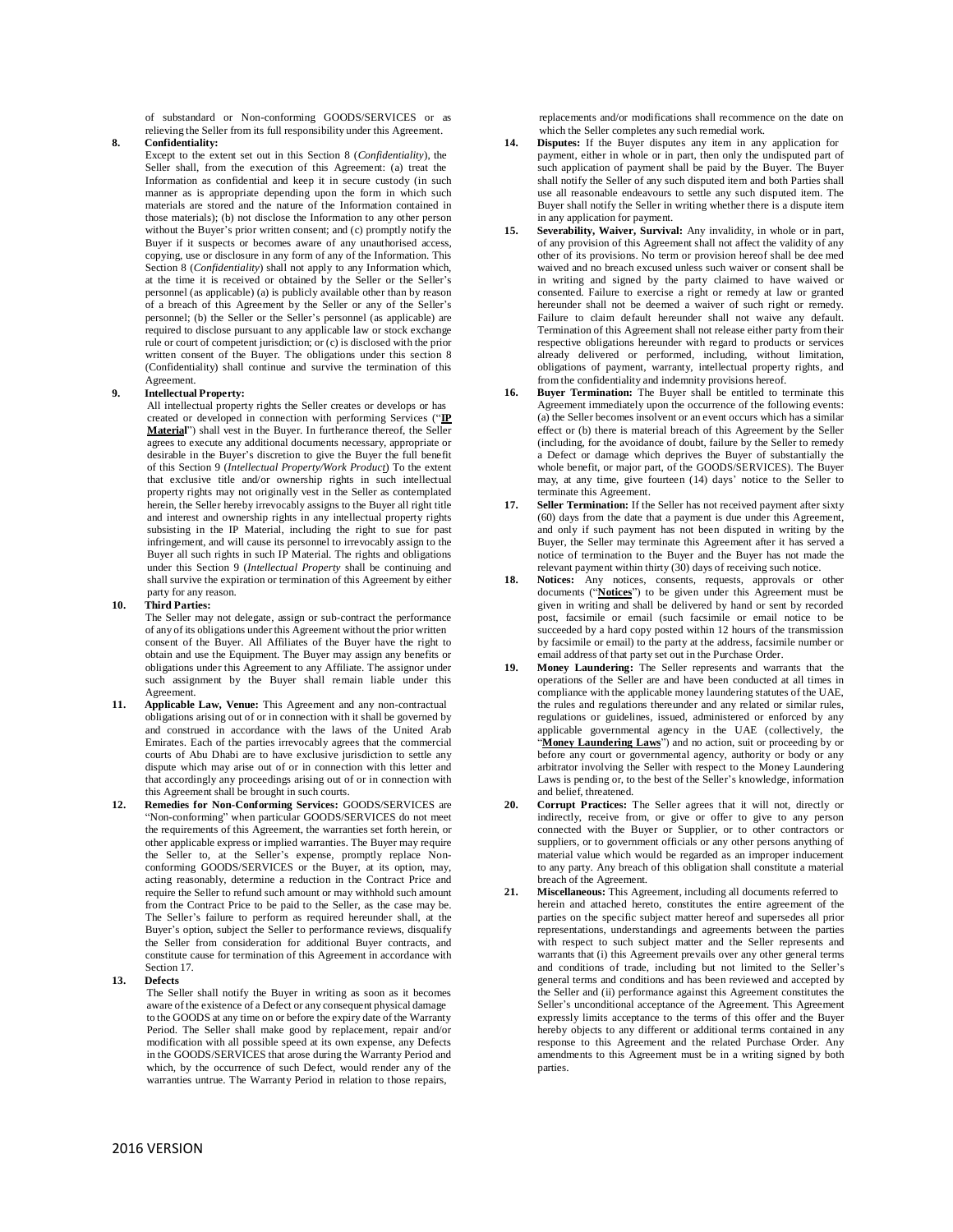of substandard or Non-conforming GOODS/SERVICES or as relieving the Seller from its full responsibility under this Agreement.

**8. Confidentiality:**

Except to the extent set out in this Section 8 (*Confidentiality*), the Seller shall, from the execution of this Agreement: (a) treat the Information as confidential and keep it in secure custody (in such manner as is appropriate depending upon the form in which such materials are stored and the nature of the Information contained in those materials); (b) not disclose the Information to any other person without the Buyer's prior written consent; and (c) promptly notify the Buyer if it suspects or becomes aware of any unauthorised access, copying, use or disclosure in any form of any of the Information. This Section 8 (*Confidentiality*) shall not apply to any Information which, at the time it is received or obtained by the Seller or the Seller's personnel (as applicable) (a) is publicly available other than by reason of a breach of this Agreement by the Seller or any of the Seller's personnel; (b) the Seller or the Seller's personnel (as applicable) are required to disclose pursuant to any applicable law or stock exchange rule or court of competent jurisdiction; or (c) is disclosed with the prior written consent of the Buyer. The obligations under this section 8 (Confidentiality) shall continue and survive the termination of this Agreement.

**9. Intellectual Property:**

All intellectual property rights the Seller creates or develops or has created or developed in connection with performing Services ("**IP Material**") shall vest in the Buyer. In furtherance thereof, the Seller agrees to execute any additional documents necessary, appropriate or desirable in the Buyer's discretion to give the Buyer the full benefit of this Section 9 (*Intellectual Property/Work Product*) To the extent that exclusive title and/or ownership rights in such intellectual property rights may not originally vest in the Seller as contemplated herein, the Seller hereby irrevocably assigns to the Buyer all right title and interest and ownership rights in any intellectual property rights subsisting in the IP Material, including the right to sue for past infringement, and will cause its personnel to irrevocably assign to the Buyer all such rights in such IP Material. The rights and obligations under this Section 9 (*Intellectual Property* shall be continuing and shall survive the expiration or termination of this Agreement by either party for any reason.

**10. Third Parties:**

The Seller may not delegate, assign or sub-contract the performance of any of its obligations under this Agreement without the prior written consent of the Buyer. All Affiliates of the Buyer have the right to obtain and use the Equipment. The Buyer may assign any benefits or obligations under this Agreement to any Affiliate. The assignor under such assignment by the Buyer shall remain liable under this Agreement.

**11. Applicable Law, Venue:** This Agreement and any non-contractual obligations arising out of or in connection with it shall be governed by and construed in accordance with the laws of the United Arab Emirates. Each of the parties irrevocably agrees that the commercial courts of Abu Dhabi are to have exclusive jurisdiction to settle any dispute which may arise out of or in connection with this letter and that accordingly any proceedings arising out of or in connection with this Agreement shall be brought in such courts.

**12. Remedies for Non-Conforming Services:** GOODS/SERVICES are "Non-conforming" when particular GOODS/SERVICES do not meet the requirements of this Agreement, the warranties set forth herein, or other applicable express or implied warranties. The Buyer may require the Seller to, at the Seller's expense, promptly replace Non-conforming GOODS/SERVICES or the Buyer, at its option, may, acting reasonably, determine a reduction in the Contract Price and require the Seller to refund such amount or may withhold such amount from the Contract Price to be paid to the Seller, as the case may be. The Seller's failure to perform as required hereunder shall, at the Buyer's option, subject the Seller to performance reviews, disqualify the Seller from consideration for additional Buyer contracts, and constitute cause for termination of this Agreement in accordance with Section 17.

**13. Defects**

The Seller shall notify the Buyer in writing as soon as it becomes aware of the existence of a Defect or any consequent physical damage to the GOODS at any time on or before the expiry date of the Warranty Period. The Seller shall make good by replacement, repair and/or modification with all possible speed at its own expense, any Defects in the GOODS/SERVICES that arose during the Warranty Period and which, by the occurrence of such Defect, would render any of the warranties untrue. The Warranty Period in relation to those repairs, replacements and/or modifications shall recommence on the date on which the Seller completes any such remedial work.

**14. Disputes:** If the Buyer disputes any item in any application for payment, either in whole or in part, then only the undisputed part of such application of payment shall be paid by the Buyer. The Buyer shall notify the Seller of any such disputed item and both Parties shall use all reasonable endeavours to settle any such disputed item. The Buyer shall notify the Seller in writing whether there is a dispute item in any application for payment.

**15. Severability, Waiver, Survival:** Any invalidity, in whole or in part, of any provision of this Agreement shall not affect the validity of any other of its provisions. No term or provision hereof shall be deemed waived and no breach excused unless such waiver or consent shall be in writing and signed by the party claimed to have waived or consented. Failure to exercise a right or remedy at law or granted hereunder shall not be deemed a waiver of such right or remedy. Failure to claim default hereunder shall not waive any default. Termination of this Agreement shall not release either party from their respective obligations hereunder with regard to products or services already delivered or performed, including, without limitation, obligations of payment, warranty, intellectual property rights, and from the confidentiality and indemnity provisions hereof.

**16. Buyer Termination:** The Buyer shall be entitled to terminate this Agreement immediately upon the occurrence of the following events: (a) the Seller becomes insolvent or an event occurs which has a similar effect or (b) there is material breach of this Agreement by the Seller (including, for the avoidance of doubt, failure by the Seller to remedy a Defect or damage which deprives the Buyer of substantially the whole benefit, or major part, of the GOODS/SERVICES). The Buyer may, at any time, give fourteen (14) days' notice to the Seller to terminate this Agreement.

**17. Seller Termination:** If the Seller has not received payment after sixty (60) days from the date that a payment is due under this Agreement, and only if such payment has not been disputed in writing by the Buyer, the Seller may terminate this Agreement after it has served a notice of termination to the Buyer and the Buyer has not made the relevant payment within thirty (30) days of receiving such notice.

**18. Notices:** Any notices, consents, requests, approvals or other documents ("**Notices**") to be given under this Agreement must be given in writing and shall be delivered by hand or sent by recorded post, facsimile or email (such facsimile or email notice to be succeeded by a hard copy posted within 12 hours of the transmission by facsimile or email) to the party at the address, facsimile number or email address of that party set out in the Purchase Order.

**19. Money Laundering:** The Seller represents and warrants that the operations of the Seller are and have been conducted at all times in compliance with the applicable money laundering statutes of the UAE, the rules and regulations thereunder and any related or similar rules, regulations or guidelines, issued, administered or enforced by any applicable governmental agency in the UAE (collectively, the "**Money Laundering Laws**") and no action, suit or proceeding by or before any court or governmental agency, authority or body or any arbitrator involving the Seller with respect to the Money Laundering Laws is pending or, to the best of the Seller's knowledge, information and belief, threatened.

**20. Corrupt Practices:** The Seller agrees that it will not, directly or indirectly, receive from, or give or offer to give to any person connected with the Buyer or Supplier, or to other contractors or suppliers, or to government officials or any other persons anything of material value which would be regarded as an improper inducement to any party. Any breach of this obligation shall constitute a material breach of the Agreement.

**21. Miscellaneous:** This Agreement, including all documents referred to herein and attached hereto, constitutes the entire agreement of the parties on the specific subject matter hereof and supersedes all prior representations, understandings and agreements between the parties with respect to such subject matter and the Seller represents and warrants that (i) this Agreement prevails over any other general terms and conditions of trade, including but not limited to the Seller's general terms and conditions and has been reviewed and accepted by the Seller and (ii) performance against this Agreement constitutes the Seller's unconditional acceptance of the Agreement. This Agreement expressly limits acceptance to the terms of this offer and the Buyer hereby objects to any different or additional terms contained in any response to this Agreement and the related Purchase Order. Any amendments to this Agreement must be in a writing signed by both parties.

2016 VERSION